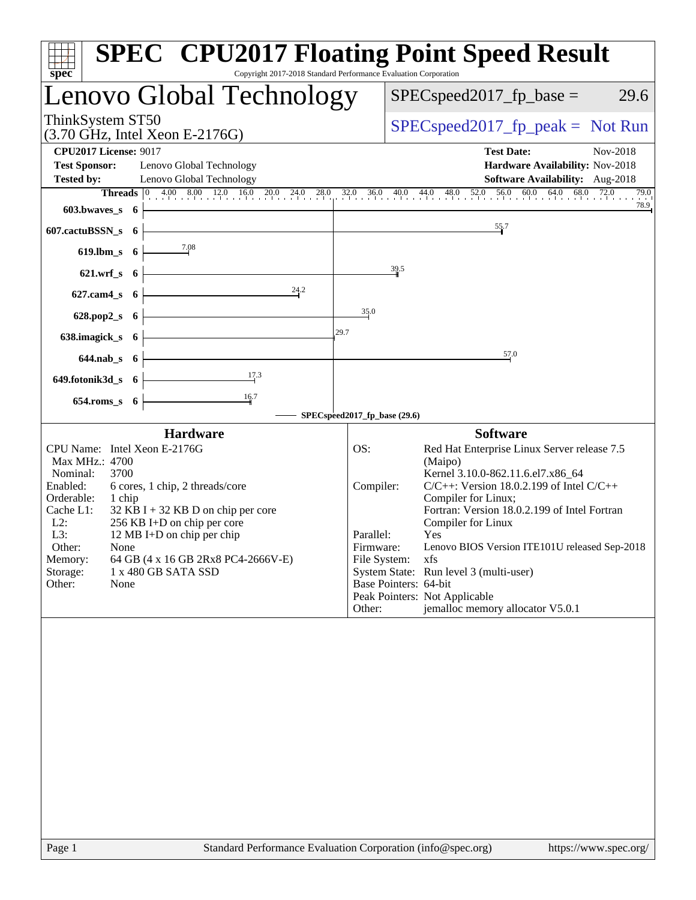# SPEC CPU2017 Floating Point Speed Result

Copyright 2017-2018 Standard Performance Evaluation Corporation

## Lenovo Global Technology

ThinkSystem ST50
(3.70 GHz, Intel Xeon E-2176G)

SPECspeed2017_fp_base = 29.6

SPECspeed2017_fp_peak = Not Run

**CPU2017 License:** 9017
**Test Sponsor:** Lenovo Global Technology
**Tested by:** Lenovo Global Technology
**Test Date:** Nov-2018
**Hardware Availability:** Nov-2018
**Software Availability:** Aug-2018

| Benchmark | Threads | SPECspeed2017_fp_base (29.6) |
|---|---|---|
| 603.bwaves_s | 6 | 78.9 |
| 607.cactuBSSN_s | 6 | 55.7 |
| 619.lbm_s | 6 | 7.08 |
| 621.wrf_s | 6 | 39.5 |
| 627.cam4_s | 6 | 24.2 |
| 628.pop2_s | 6 | 35.0 |
| 638.imagick_s | 6 | 29.7 |
| 644.nab_s | 6 | 57.0 |
| 649.fotonik3d_s | 6 | 17.3 |
| 654.roms_s | 6 | 16.7 |

### Hardware

| | |
|---|---|
| CPU Name: | Intel Xeon E-2176G |
| Max MHz.: | 4700 |
| Nominal: | 3700 |
| Enabled: | 6 cores, 1 chip, 2 threads/core |
| Orderable: | 1 chip |
| Cache L1: | 32 KB I + 32 KB D on chip per core |
| L2: | 256 KB I+D on chip per core |
| L3: | 12 MB I+D on chip per chip |
| Other: | None |
| Memory: | 64 GB (4 x 16 GB 2Rx8 PC4-2666V-E) |
| Storage: | 1 x 480 GB SATA SSD |
| Other: | None |

### Software

| | |
|---|---|
| OS: | Red Hat Enterprise Linux Server release 7.5 (Maipo) Kernel 3.10.0-862.11.6.el7.x86_64 |
| Compiler: | C/C++: Version 18.0.2.199 of Intel C/C++ Compiler for Linux; Fortran: Version 18.0.2.199 of Intel Fortran Compiler for Linux |
| Parallel: | Yes |
| Firmware: | Lenovo BIOS Version ITE101U released Sep-2018 |
| File System: | xfs |
| System State: | Run level 3 (multi-user) |
| Base Pointers: | 64-bit |
| Peak Pointers: | Not Applicable |
| Other: | jemalloc memory allocator V5.0.1 |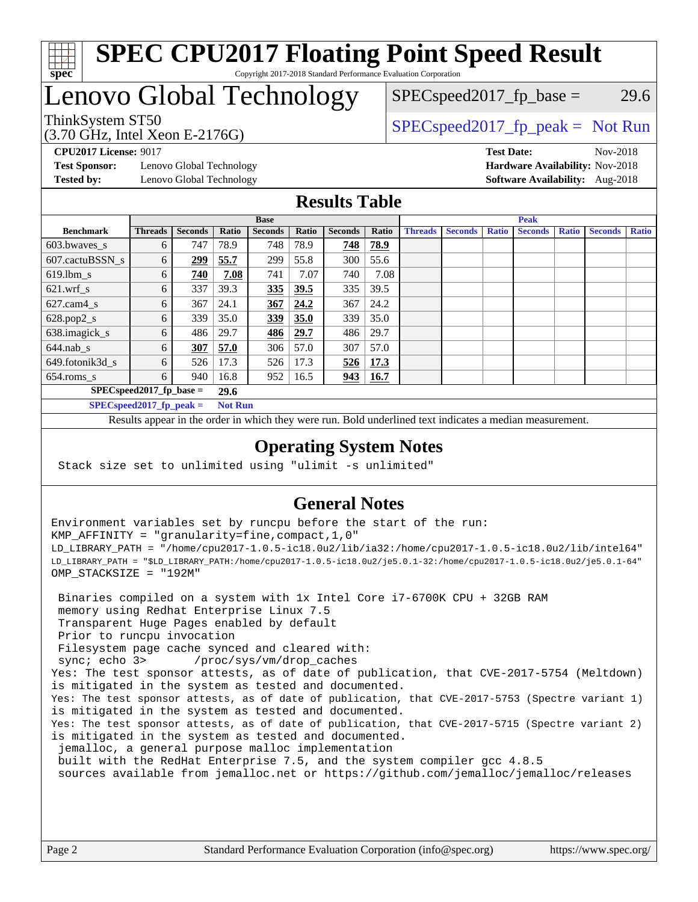# SPEC CPU2017 Floating Point Speed Result

Copyright 2017-2018 Standard Performance Evaluation Corporation

# Lenovo Global Technology

ThinkSystem ST50
(3.70 GHz, Intel Xeon E-2176G)

SPECspeed2017_fp_base = 29.6

SPECspeed2017_fp_peak = Not Run

**CPU2017 License:** 9017
**Test Sponsor:** Lenovo Global Technology
**Tested by:** Lenovo Global Technology

**Test Date:** Nov-2018
**Hardware Availability:** Nov-2018
**Software Availability:** Aug-2018

## Results Table

| | Base | | | | | | | Peak | | | | | | |
|---|---|---|---|---|---|---|---|---|---|---|---|---|---|---|
| **Benchmark** | **Threads** | **Seconds** | **Ratio** | **Seconds** | **Ratio** | **Seconds** | **Ratio** | **Threads** | **Seconds** | **Ratio** | **Seconds** | **Ratio** | **Seconds** | **Ratio** |
| 603.bwaves_s | 6 | 747 | 78.9 | 748 | 78.9 | **748** | **78.9** | | | | | | | |
| 607.cactuBSSN_s | 6 | **299** | **55.7** | 299 | 55.8 | 300 | 55.6 | | | | | | | |
| 619.lbm_s | 6 | **740** | **7.08** | 741 | 7.07 | 740 | 7.08 | | | | | | | |
| 621.wrf_s | 6 | 337 | 39.3 | **335** | **39.5** | 335 | 39.5 | | | | | | | |
| 627.cam4_s | 6 | 367 | 24.1 | **367** | **24.2** | 367 | 24.2 | | | | | | | |
| 628.pop2_s | 6 | 339 | 35.0 | **339** | **35.0** | 339 | 35.0 | | | | | | | |
| 638.imagick_s | 6 | 486 | 29.7 | **486** | **29.7** | 486 | 29.7 | | | | | | | |
| 644.nab_s | 6 | **307** | **57.0** | 306 | 57.0 | 307 | 57.0 | | | | | | | |
| 649.fotonik3d_s | 6 | 526 | 17.3 | 526 | 17.3 | **526** | **17.3** | | | | | | | |
| 654.roms_s | 6 | 940 | 16.8 | 952 | 16.5 | **943** | **16.7** | | | | | | | |

**SPECspeed2017_fp_base =** **29.6**

**SPECspeed2017_fp_peak =** **Not Run**

Results appear in the order in which they were run. Bold underlined text indicates a median measurement.

## Operating System Notes

```
Stack size set to unlimited using "ulimit -s unlimited"
```

## General Notes

```
Environment variables set by runcpu before the start of the run:
KMP_AFFINITY = "granularity=fine,compact,1,0"
LD_LIBRARY_PATH = "/home/cpu2017-1.0.5-ic18.0u2/lib/ia32:/home/cpu2017-1.0.5-ic18.0u2/lib/intel64"
LD_LIBRARY_PATH = "$LD_LIBRARY_PATH:/home/cpu2017-1.0.5-ic18.0u2/je5.0.1-32:/home/cpu2017-1.0.5-ic18.0u2/je5.0.1-64"
OMP_STACKSIZE = "192M"

 Binaries compiled on a system with 1x Intel Core i7-6700K CPU + 32GB RAM
 memory using Redhat Enterprise Linux 7.5
 Transparent Huge Pages enabled by default
 Prior to runcpu invocation
 Filesystem page cache synced and cleared with:
 sync; echo 3>       /proc/sys/vm/drop_caches
Yes: The test sponsor attests, as of date of publication, that CVE-2017-5754 (Meltdown)
is mitigated in the system as tested and documented.
Yes: The test sponsor attests, as of date of publication, that CVE-2017-5753 (Spectre variant 1)
is mitigated in the system as tested and documented.
Yes: The test sponsor attests, as of date of publication, that CVE-2017-5715 (Spectre variant 2)
is mitigated in the system as tested and documented.
 jemalloc, a general purpose malloc implementation
 built with the RedHat Enterprise 7.5, and the system compiler gcc 4.8.5
 sources available from jemalloc.net or https://github.com/jemalloc/jemalloc/releases
```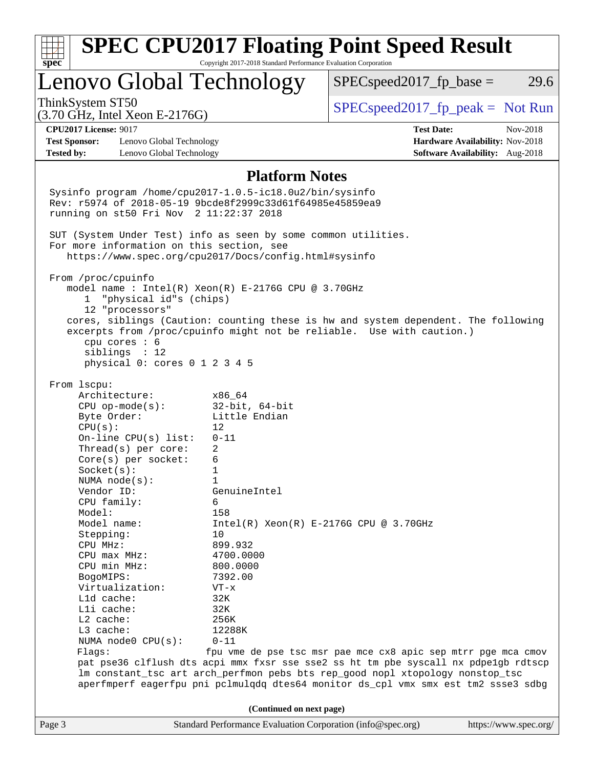# SPEC CPU2017 Floating Point Speed Result

Copyright 2017-2018 Standard Performance Evaluation Corporation

## Lenovo Global Technology

ThinkSystem ST50
(3.70 GHz, Intel Xeon E-2176G)

SPECspeed2017_fp_base = 29.6

SPECspeed2017_fp_peak = Not Run

**CPU2017 License:** 9017
**Test Sponsor:** Lenovo Global Technology
**Tested by:** Lenovo Global Technology

**Test Date:** Nov-2018
**Hardware Availability:** Nov-2018
**Software Availability:** Aug-2018

### Platform Notes

```
Sysinfo program /home/cpu2017-1.0.5-ic18.0u2/bin/sysinfo
Rev: r5974 of 2018-05-19 9bcde8f2999c33d61f64985e45859ea9
running on st50 Fri Nov  2 11:22:37 2018

SUT (System Under Test) info as seen by some common utilities.
For more information on this section, see
   https://www.spec.org/cpu2017/Docs/config.html#sysinfo

From /proc/cpuinfo
   model name : Intel(R) Xeon(R) E-2176G CPU @ 3.70GHz
      1  "physical id"s (chips)
      12 "processors"
   cores, siblings (Caution: counting these is hw and system dependent. The following
   excerpts from /proc/cpuinfo might not be reliable.  Use with caution.)
      cpu cores : 6
      siblings  : 12
      physical 0: cores 0 1 2 3 4 5

From lscpu:
     Architecture:          x86_64
     CPU op-mode(s):        32-bit, 64-bit
     Byte Order:            Little Endian
     CPU(s):                12
     On-line CPU(s) list:   0-11
     Thread(s) per core:    2
     Core(s) per socket:    6
     Socket(s):             1
     NUMA node(s):          1
     Vendor ID:             GenuineIntel
     CPU family:            6
     Model:                 158
     Model name:            Intel(R) Xeon(R) E-2176G CPU @ 3.70GHz
     Stepping:              10
     CPU MHz:               899.932
     CPU max MHz:           4700.0000
     CPU min MHz:           800.0000
     BogoMIPS:              7392.00
     Virtualization:        VT-x
     L1d cache:             32K
     L1i cache:             32K
     L2 cache:              256K
     L3 cache:              12288K
     NUMA node0 CPU(s):     0-11
     Flags:                 fpu vme de pse tsc msr pae mce cx8 apic sep mtrr pge mca cmov
     pat pse36 clflush dts acpi mmx fxsr sse sse2 ss ht tm pbe syscall nx pdpe1gb rdtscp
     lm constant_tsc art arch_perfmon pebs bts rep_good nopl xtopology nonstop_tsc
     aperfmperf eagerfpu pni pclmulqdq dtes64 monitor ds_cpl vmx smx est tm2 ssse3 sdbg
```

(Continued on next page)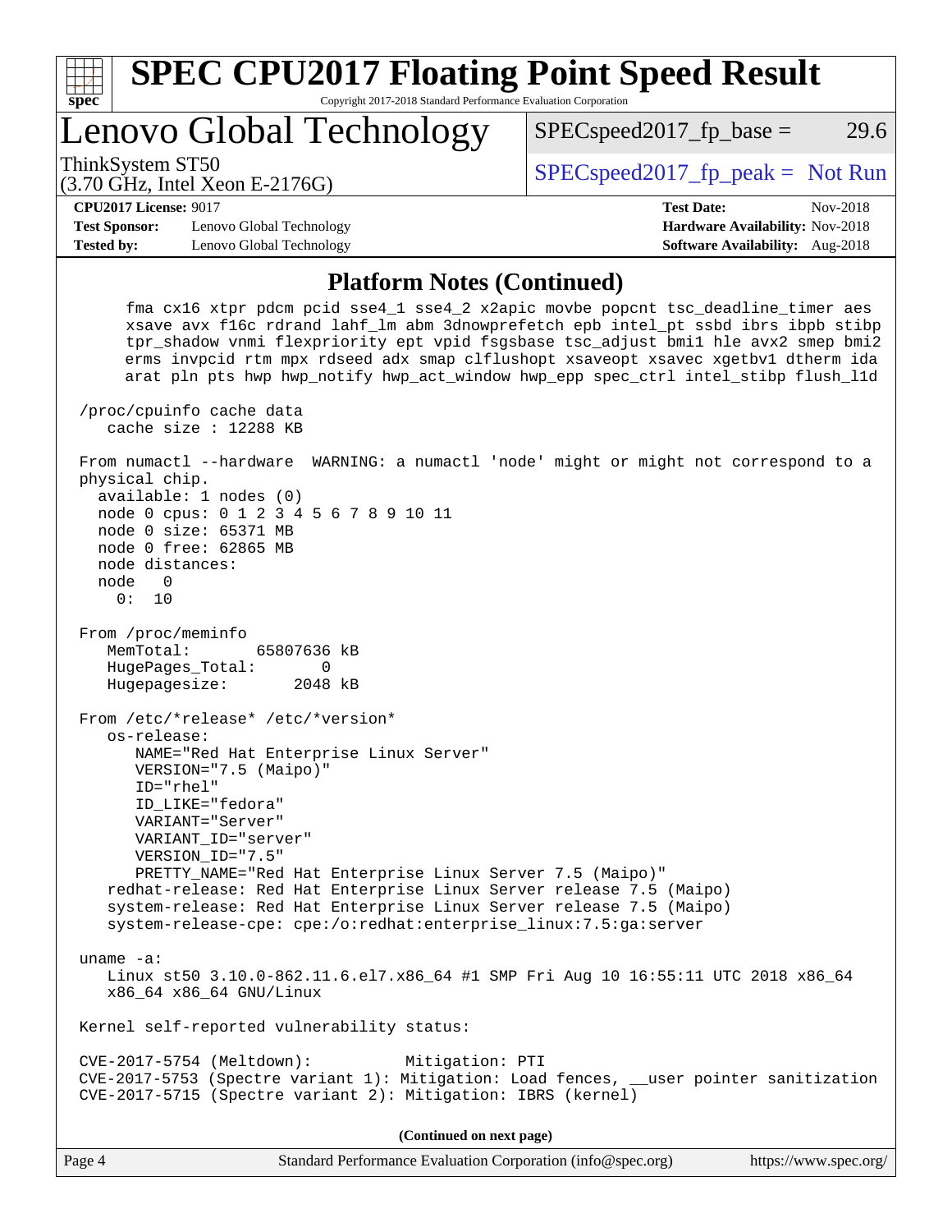## Platform Notes (Continued)

```
     fma cx16 xtpr pdcm pcid sse4_1 sse4_2 x2apic movbe popcnt tsc_deadline_timer aes
     xsave avx f16c rdrand lahf_lm abm 3dnowprefetch epb intel_pt ssbd ibrs ibpb stibp
     tpr_shadow vnmi flexpriority ept vpid fsgsbase tsc_adjust bmi1 hle avx2 smep bmi2
     erms invpcid rtm mpx rdseed adx smap clflushopt xsaveopt xsavec xgetbv1 dtherm ida
     arat pln pts hwp hwp_notify hwp_act_window hwp_epp spec_ctrl intel_stibp flush_l1d

/proc/cpuinfo cache data
   cache size : 12288 KB

From numactl --hardware  WARNING: a numactl 'node' might or might not correspond to a
physical chip.
  available: 1 nodes (0)
  node 0 cpus: 0 1 2 3 4 5 6 7 8 9 10 11
  node 0 size: 65371 MB
  node 0 free: 62865 MB
  node distances:
  node   0
    0:  10

From /proc/meminfo
   MemTotal:       65807636 kB
   HugePages_Total:       0
   Hugepagesize:       2048 kB

From /etc/*release* /etc/*version*
   os-release:
      NAME="Red Hat Enterprise Linux Server"
      VERSION="7.5 (Maipo)"
      ID="rhel"
      ID_LIKE="fedora"
      VARIANT="Server"
      VARIANT_ID="server"
      VERSION_ID="7.5"
      PRETTY_NAME="Red Hat Enterprise Linux Server 7.5 (Maipo)"
   redhat-release: Red Hat Enterprise Linux Server release 7.5 (Maipo)
   system-release: Red Hat Enterprise Linux Server release 7.5 (Maipo)
   system-release-cpe: cpe:/o:redhat:enterprise_linux:7.5:ga:server

uname -a:
   Linux st50 3.10.0-862.11.6.el7.x86_64 #1 SMP Fri Aug 10 16:55:11 UTC 2018 x86_64
   x86_64 x86_64 GNU/Linux

Kernel self-reported vulnerability status:

CVE-2017-5754 (Meltdown):          Mitigation: PTI
CVE-2017-5753 (Spectre variant 1): Mitigation: Load fences, __user pointer sanitization
CVE-2017-5715 (Spectre variant 2): Mitigation: IBRS (kernel)
```

**(Continued on next page)**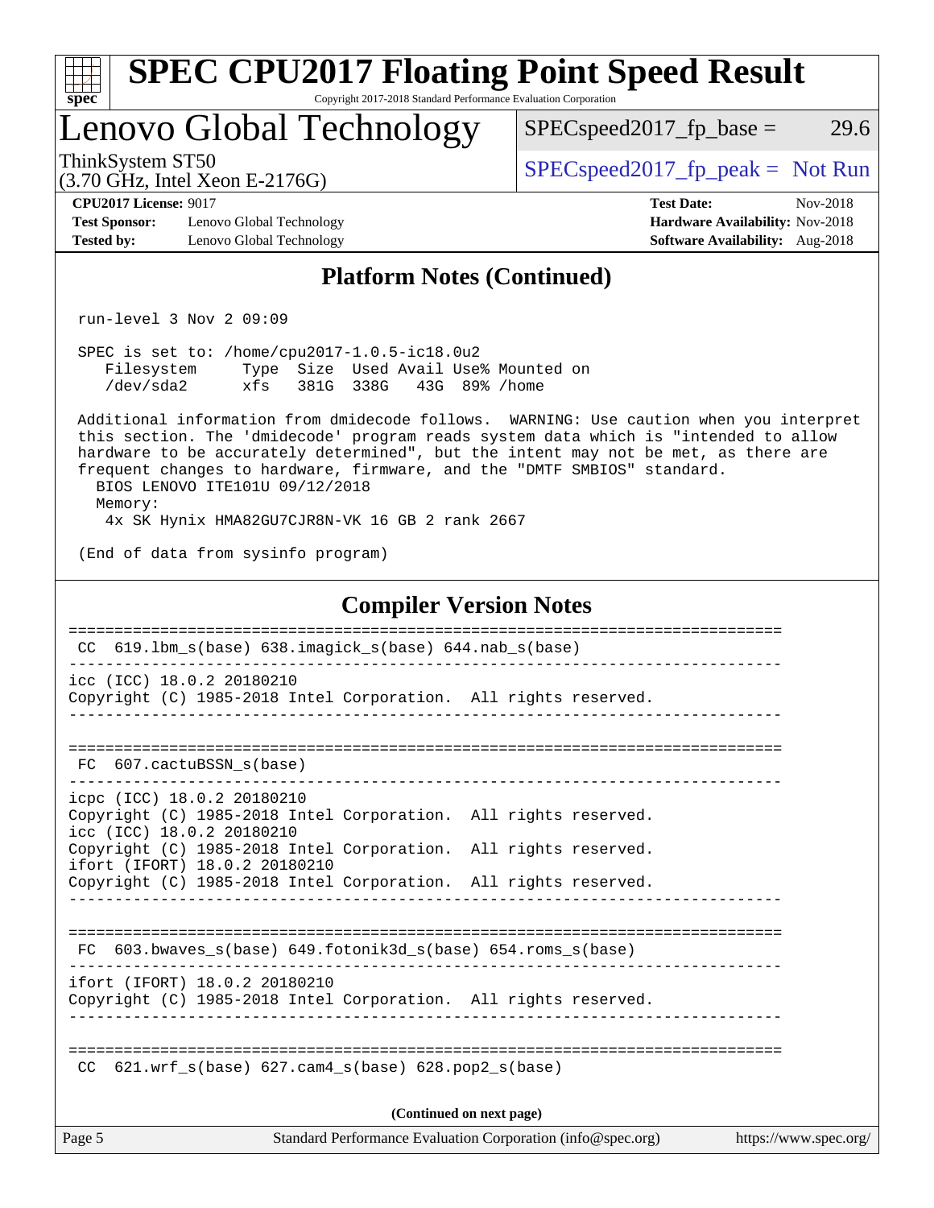## Platform Notes (Continued)

```
run-level 3 Nov 2 09:09

SPEC is set to: /home/cpu2017-1.0.5-ic18.0u2
   Filesystem     Type  Size  Used Avail Use% Mounted on
   /dev/sda2      xfs   381G  338G   43G  89% /home

Additional information from dmidecode follows.  WARNING: Use caution when you interpret
this section. The 'dmidecode' program reads system data which is "intended to allow
hardware to be accurately determined", but the intent may not be met, as there are
frequent changes to hardware, firmware, and the "DMTF SMBIOS" standard.
  BIOS LENOVO ITE101U 09/12/2018
  Memory:
   4x SK Hynix HMA82GU7CJR8N-VK 16 GB 2 rank 2667

(End of data from sysinfo program)
```

## Compiler Version Notes

```
==============================================================================
 CC  619.lbm_s(base) 638.imagick_s(base) 644.nab_s(base)
------------------------------------------------------------------------------
icc (ICC) 18.0.2 20180210
Copyright (C) 1985-2018 Intel Corporation.  All rights reserved.
------------------------------------------------------------------------------

==============================================================================
 FC  607.cactuBSSN_s(base)
------------------------------------------------------------------------------
icpc (ICC) 18.0.2 20180210
Copyright (C) 1985-2018 Intel Corporation.  All rights reserved.
icc (ICC) 18.0.2 20180210
Copyright (C) 1985-2018 Intel Corporation.  All rights reserved.
ifort (IFORT) 18.0.2 20180210
Copyright (C) 1985-2018 Intel Corporation.  All rights reserved.
------------------------------------------------------------------------------

==============================================================================
 FC  603.bwaves_s(base) 649.fotonik3d_s(base) 654.roms_s(base)
------------------------------------------------------------------------------
ifort (IFORT) 18.0.2 20180210
Copyright (C) 1985-2018 Intel Corporation.  All rights reserved.
------------------------------------------------------------------------------

==============================================================================
 CC  621.wrf_s(base) 627.cam4_s(base) 628.pop2_s(base)
```

(Continued on next page)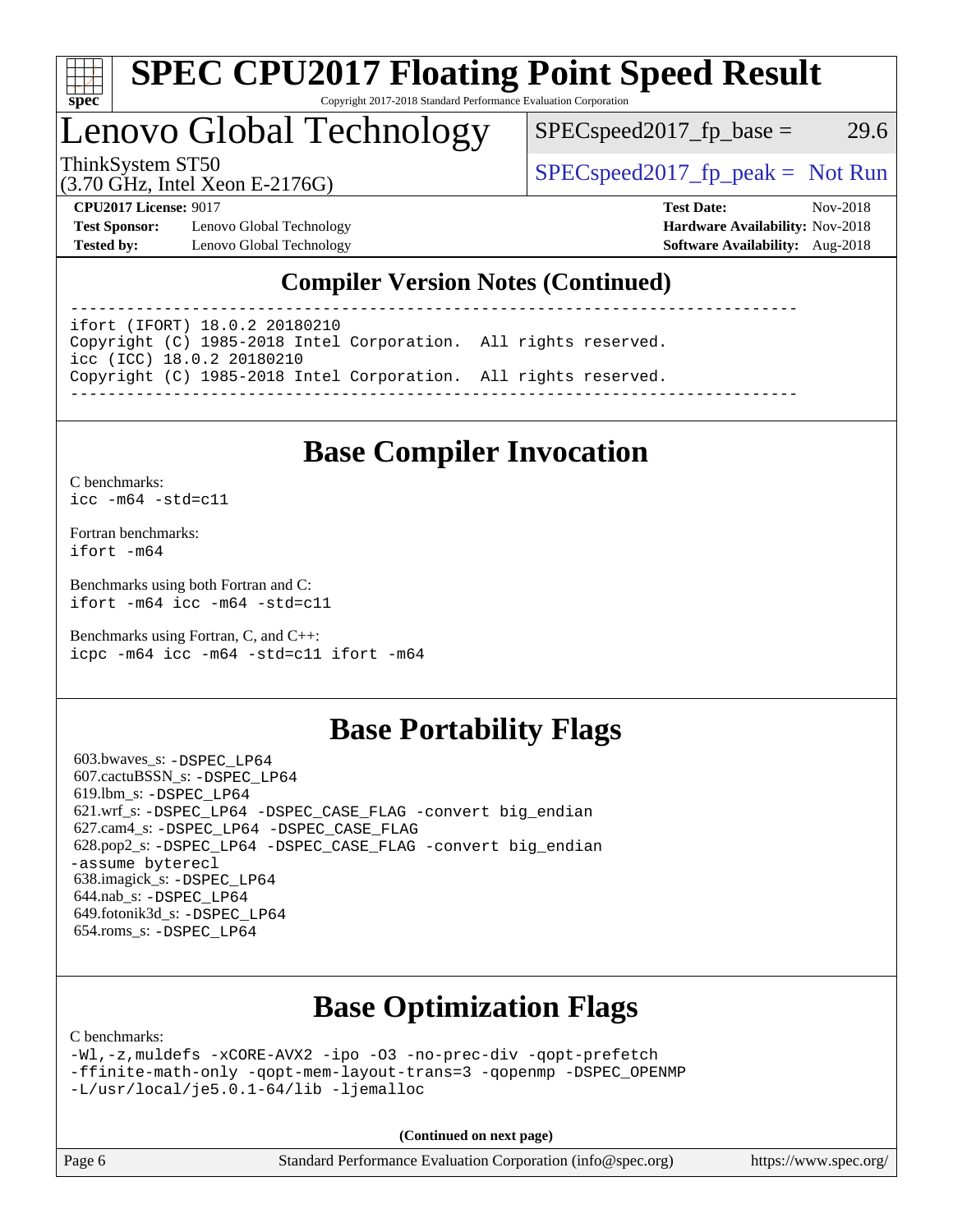# SPEC CPU2017 Floating Point Speed Result

Copyright 2017-2018 Standard Performance Evaluation Corporation

## Lenovo Global Technology

ThinkSystem ST50
(3.70 GHz, Intel Xeon E-2176G)

SPECspeed2017_fp_base = 29.6

SPECspeed2017_fp_peak = Not Run

**CPU2017 License:** 9017
**Test Sponsor:** Lenovo Global Technology
**Tested by:** Lenovo Global Technology

**Test Date:** Nov-2018
**Hardware Availability:** Nov-2018
**Software Availability:** Aug-2018

## Compiler Version Notes (Continued)

```
==============================================================================
ifort (IFORT) 18.0.2 20180210
Copyright (C) 1985-2018 Intel Corporation.  All rights reserved.
icc (ICC) 18.0.2 20180210
Copyright (C) 1985-2018 Intel Corporation.  All rights reserved.
------------------------------------------------------------------------------
```

## Base Compiler Invocation

C benchmarks:
`icc -m64 -std=c11`

Fortran benchmarks:
`ifort -m64`

Benchmarks using both Fortran and C:
`ifort -m64 icc -m64 -std=c11`

Benchmarks using Fortran, C, and C++:
`icpc -m64 icc -m64 -std=c11 ifort -m64`

## Base Portability Flags

603.bwaves_s: `-DSPEC_LP64`
607.cactuBSSN_s: `-DSPEC_LP64`
619.lbm_s: `-DSPEC_LP64`
621.wrf_s: `-DSPEC_LP64 -DSPEC_CASE_FLAG -convert big_endian`
627.cam4_s: `-DSPEC_LP64 -DSPEC_CASE_FLAG`
628.pop2_s: `-DSPEC_LP64 -DSPEC_CASE_FLAG -convert big_endian -assume byterecl`
638.imagick_s: `-DSPEC_LP64`
644.nab_s: `-DSPEC_LP64`
649.fotonik3d_s: `-DSPEC_LP64`
654.roms_s: `-DSPEC_LP64`

## Base Optimization Flags

C benchmarks:
`-Wl,-z,muldefs -xCORE-AVX2 -ipo -O3 -no-prec-div -qopt-prefetch -ffinite-math-only -qopt-mem-layout-trans=3 -qopenmp -DSPEC_OPENMP -L/usr/local/je5.0.1-64/lib -ljemalloc`

**(Continued on next page)**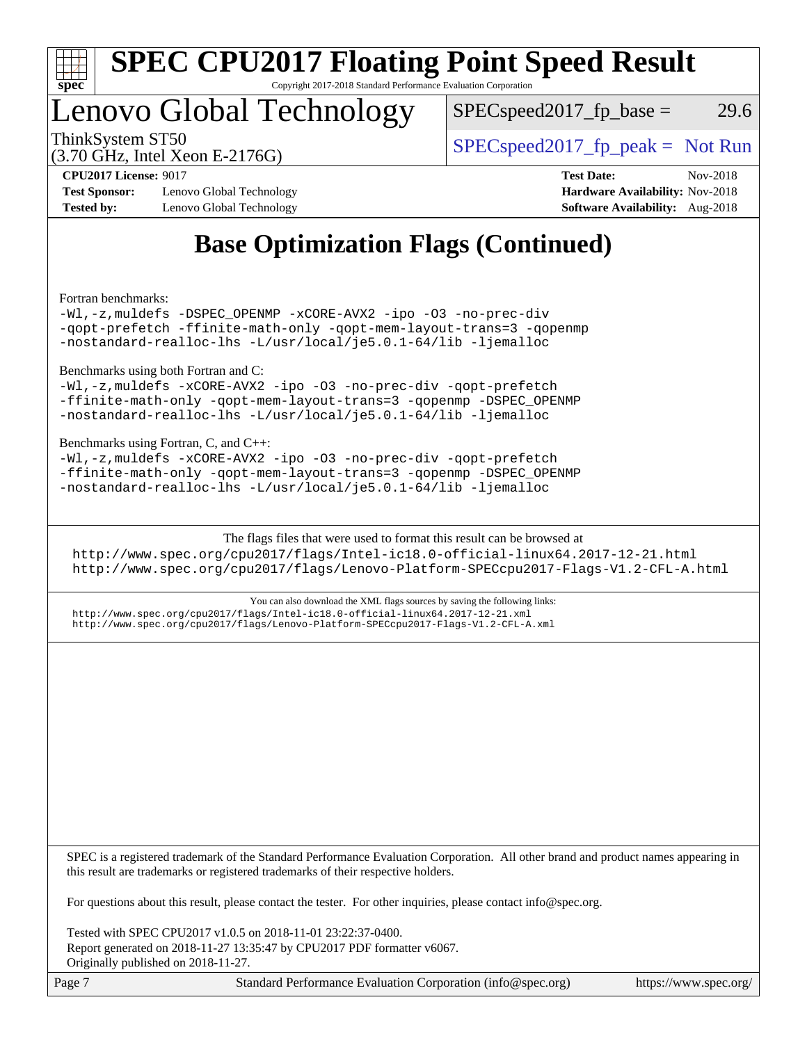# Base Optimization Flags (Continued)

Fortran benchmarks:

```
-Wl,-z,muldefs -DSPEC_OPENMP -xCORE-AVX2 -ipo -O3 -no-prec-div
-qopt-prefetch -ffinite-math-only -qopt-mem-layout-trans=3 -qopenmp
-nostandard-realloc-lhs -L/usr/local/je5.0.1-64/lib -ljemalloc
```

Benchmarks using both Fortran and C:

```
-Wl,-z,muldefs -xCORE-AVX2 -ipo -O3 -no-prec-div -qopt-prefetch
-ffinite-math-only -qopt-mem-layout-trans=3 -qopenmp -DSPEC_OPENMP
-nostandard-realloc-lhs -L/usr/local/je5.0.1-64/lib -ljemalloc
```

Benchmarks using Fortran, C, and C++:

```
-Wl,-z,muldefs -xCORE-AVX2 -ipo -O3 -no-prec-div -qopt-prefetch
-ffinite-math-only -qopt-mem-layout-trans=3 -qopenmp -DSPEC_OPENMP
-nostandard-realloc-lhs -L/usr/local/je5.0.1-64/lib -ljemalloc
```

The flags files that were used to format this result can be browsed at

http://www.spec.org/cpu2017/flags/Intel-ic18.0-official-linux64.2017-12-21.html
http://www.spec.org/cpu2017/flags/Lenovo-Platform-SPECcpu2017-Flags-V1.2-CFL-A.html

You can also download the XML flags sources by saving the following links:

http://www.spec.org/cpu2017/flags/Intel-ic18.0-official-linux64.2017-12-21.xml
http://www.spec.org/cpu2017/flags/Lenovo-Platform-SPECcpu2017-Flags-V1.2-CFL-A.xml

SPEC is a registered trademark of the Standard Performance Evaluation Corporation. All other brand and product names appearing in this result are trademarks or registered trademarks of their respective holders.

For questions about this result, please contact the tester. For other inquiries, please contact info@spec.org.

Tested with SPEC CPU2017 v1.0.5 on 2018-11-01 23:22:37-0400.
Report generated on 2018-11-27 13:35:47 by CPU2017 PDF formatter v6067.
Originally published on 2018-11-27.